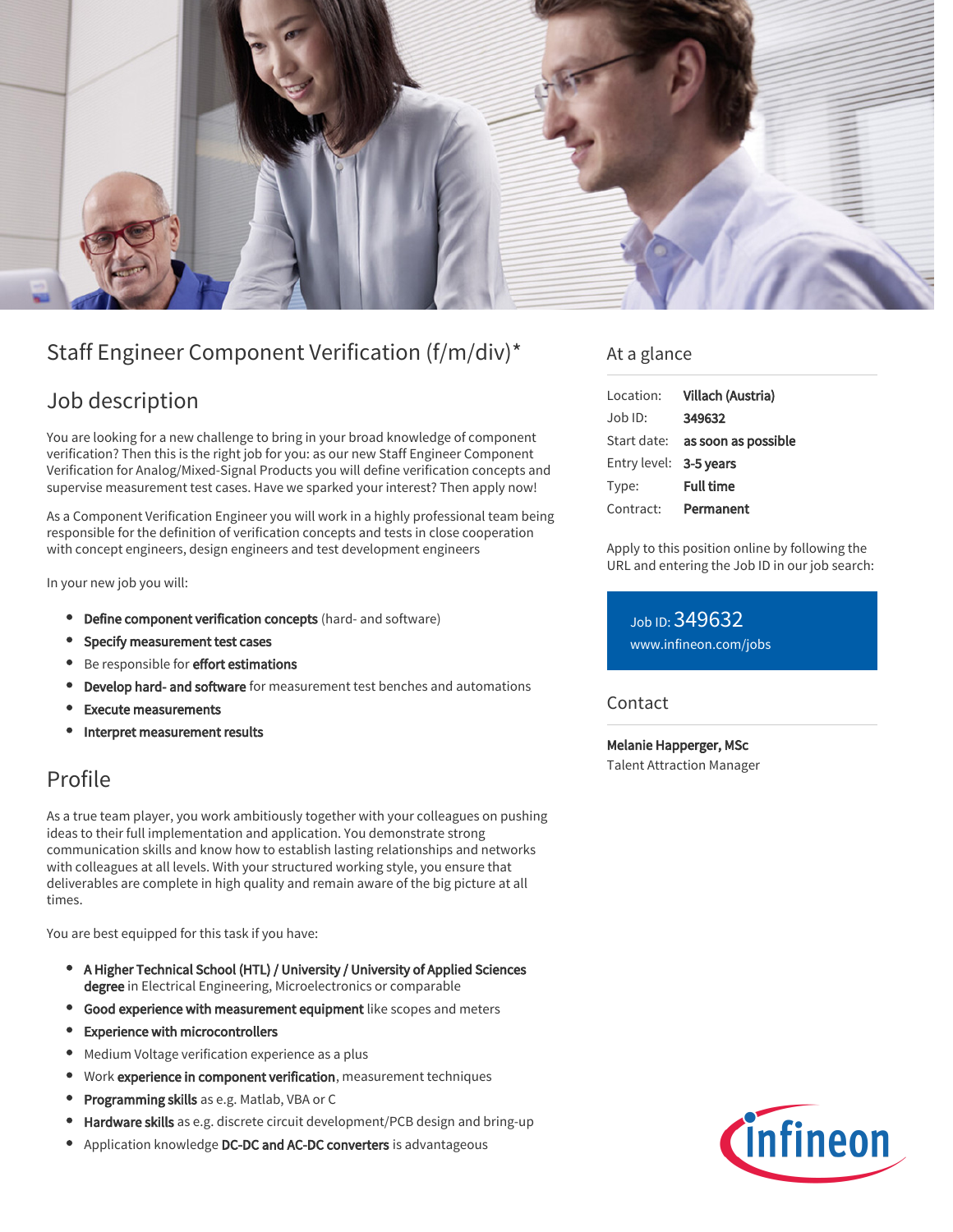# Staff Engineer Component Verification (f/m/div)*

## Job description

You are looking for a new challenge to bring in your broad knowledge of component verification? Then this is the right job for you: as our new Staff Engineer Component Verification for Analog/Mixed-Signal Products you will define verification concepts and supervise measurement test cases. Have we sparked your interest? Then apply now!

As a Component Verification Engineer you will work in a highly professional team being responsible for the definition of verification concepts and tests in close cooperation with concept engineers, design engineers and test development engineers

In your new job you will:

- **Define component verification concepts** (hard- and software)
- **Specify measurement test cases**
- Be responsible for **effort estimations**
- **Develop hard- and software** for measurement test benches and automations
- **Execute measurements**
- **Interpret measurement results**

## Profile

As a true team player, you work ambitiously together with your colleagues on pushing ideas to their full implementation and application. You demonstrate strong communication skills and know how to establish lasting relationships and networks with colleagues at all levels. With your structured working style, you ensure that deliverables are complete in high quality and remain aware of the big picture at all times.

You are best equipped for this task if you have:

- **A Higher Technical School (HTL) / University / University of Applied Sciences degree** in Electrical Engineering, Microelectronics or comparable
- **Good experience with measurement equipment** like scopes and meters
- **Experience with microcontrollers**
- Medium Voltage verification experience as a plus
- Work **experience in component verification**, measurement techniques
- **Programming skills** as e.g. Matlab, VBA or C
- **Hardware skills** as e.g. discrete circuit development/PCB design and bring-up
- Application knowledge **DC-DC and AC-DC converters** is advantageous

## At a glance

| | |
|---|---|
| Location: | **Villach (Austria)** |
| Job ID: | **349632** |
| Start date: | **as soon as possible** |
| Entry level: | **3-5 years** |
| Type: | **Full time** |
| Contract: | **Permanent** |

Apply to this position online by following the URL and entering the Job ID in our job search:

Job ID: 349632
www.infineon.com/jobs

## Contact

**Melanie Happerger, MSc**
Talent Attraction Manager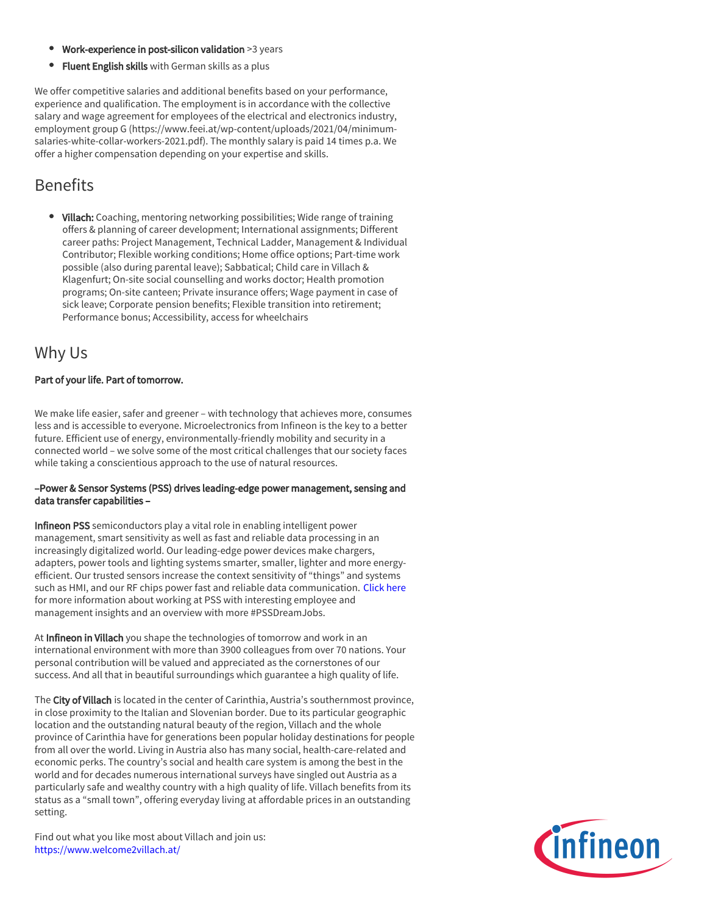- **Work-experience in post-silicon validation** >3 years
- **Fluent English skills** with German skills as a plus

We offer competitive salaries and additional benefits based on your performance, experience and qualification. The employment is in accordance with the collective salary and wage agreement for employees of the electrical and electronics industry, employment group G (https://www.feei.at/wp-content/uploads/2021/04/minimum-salaries-white-collar-workers-2021.pdf). The monthly salary is paid 14 times p.a. We offer a higher compensation depending on your expertise and skills.

## Benefits

- **Villach:** Coaching, mentoring networking possibilities; Wide range of training offers & planning of career development; International assignments; Different career paths: Project Management, Technical Ladder, Management & Individual Contributor; Flexible working conditions; Home office options; Part-time work possible (also during parental leave); Sabbatical; Child care in Villach & Klagenfurt; On-site social counselling and works doctor; Health promotion programs; On-site canteen; Private insurance offers; Wage payment in case of sick leave; Corporate pension benefits; Flexible transition into retirement; Performance bonus; Accessibility, access for wheelchairs

## Why Us

**Part of your life. Part of tomorrow.**

We make life easier, safer and greener – with technology that achieves more, consumes less and is accessible to everyone. Microelectronics from Infineon is the key to a better future. Efficient use of energy, environmentally-friendly mobility and security in a connected world – we solve some of the most critical challenges that our society faces while taking a conscientious approach to the use of natural resources.

**–Power & Sensor Systems (PSS) drives leading-edge power management, sensing and data transfer capabilities –**

**Infineon PSS** semiconductors play a vital role in enabling intelligent power management, smart sensitivity as well as fast and reliable data processing in an increasingly digitalized world. Our leading-edge power devices make chargers, adapters, power tools and lighting systems smarter, smaller, lighter and more energy-efficient. Our trusted sensors increase the context sensitivity of "things" and systems such as HMI, and our RF chips power fast and reliable data communication. Click here for more information about working at PSS with interesting employee and management insights and an overview with more #PSSDreamJobs.

At **Infineon in Villach** you shape the technologies of tomorrow and work in an international environment with more than 3900 colleagues from over 70 nations. Your personal contribution will be valued and appreciated as the cornerstones of our success. And all that in beautiful surroundings which guarantee a high quality of life.

The **City of Villach** is located in the center of Carinthia, Austria's southernmost province, in close proximity to the Italian and Slovenian border. Due to its particular geographic location and the outstanding natural beauty of the region, Villach and the whole province of Carinthia have for generations been popular holiday destinations for people from all over the world. Living in Austria also has many social, health-care-related and economic perks. The country's social and health care system is among the best in the world and for decades numerous international surveys have singled out Austria as a particularly safe and wealthy country with a high quality of life. Villach benefits from its status as a "small town", offering everyday living at affordable prices in an outstanding setting.

Find out what you like most about Villach and join us:
https://www.welcome2villach.at/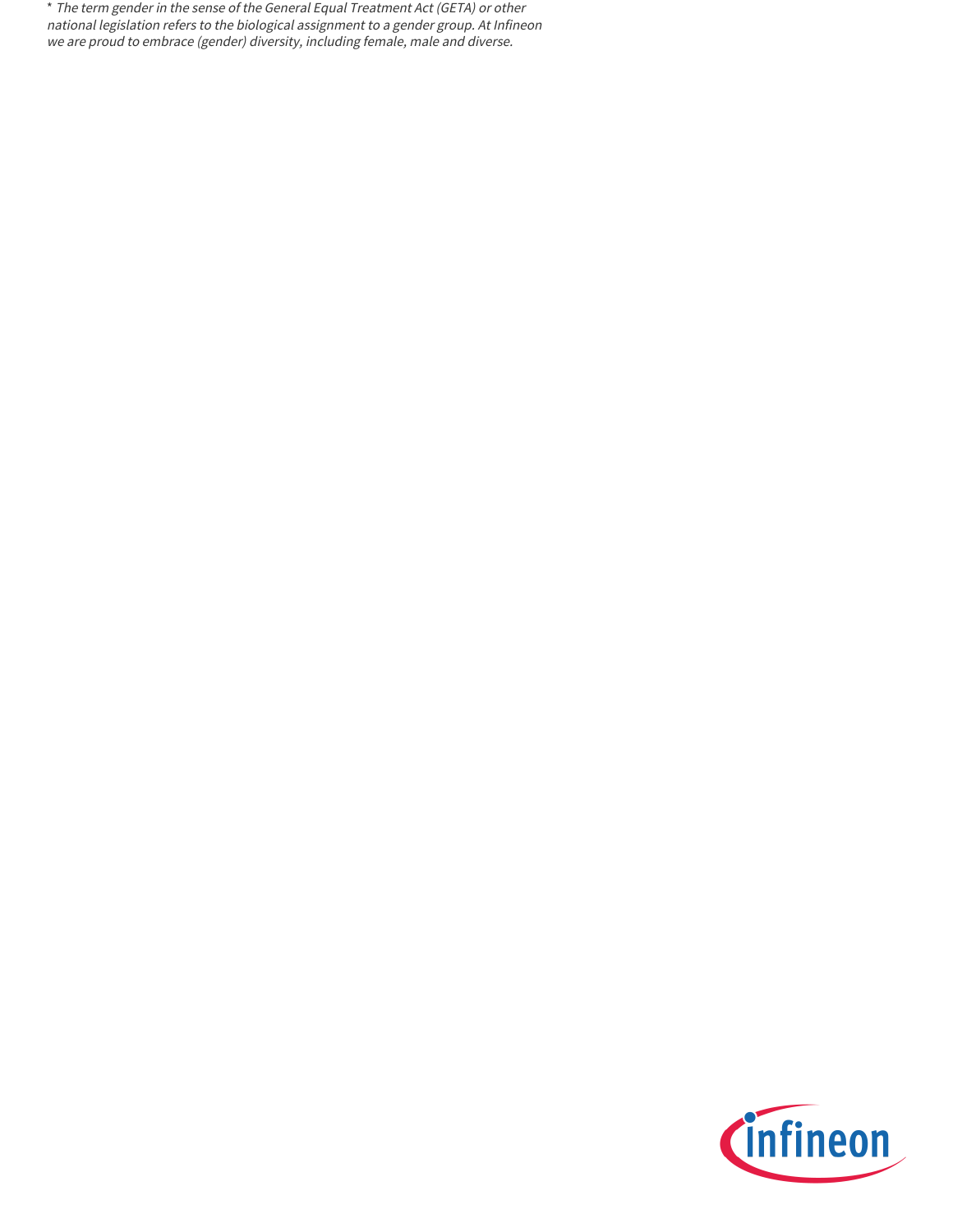* *The term gender in the sense of the General Equal Treatment Act (GETA) or other national legislation refers to the biological assignment to a gender group. At Infineon we are proud to embrace (gender) diversity, including female, male and diverse.*